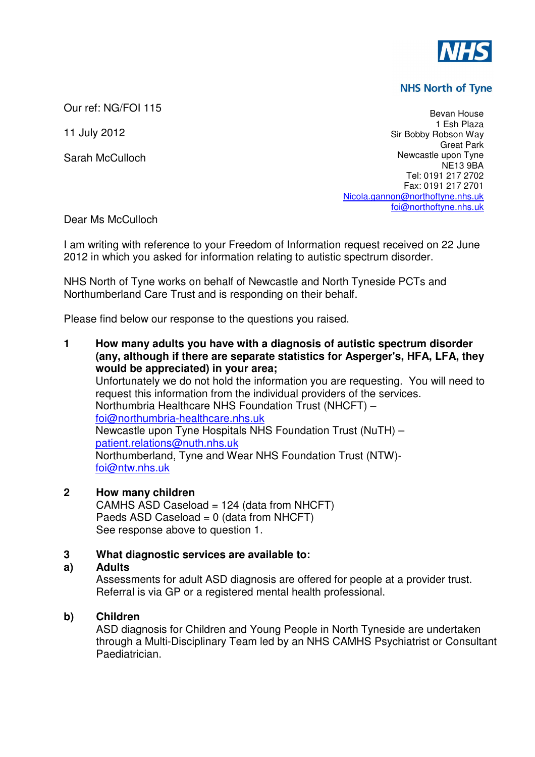NHS

**NHS North of Tyne**

Our ref: NG/FOI 115

11 July 2012

Sarah McCulloch

Bevan House
1 Esh Plaza
Sir Bobby Robson Way
Great Park
Newcastle upon Tyne
NE13 9BA
Tel: 0191 217 2702
Fax: 0191 217 2701
Nicola.gannon@northoftyne.nhs.uk
foi@northoftyne.nhs.uk

Dear Ms McCulloch

I am writing with reference to your Freedom of Information request received on 22 June 2012 in which you asked for information relating to autistic spectrum disorder.

NHS North of Tyne works on behalf of Newcastle and North Tyneside PCTs and Northumberland Care Trust and is responding on their behalf.

Please find below our response to the questions you raised.

**1 How many adults you have with a diagnosis of autistic spectrum disorder (any, although if there are separate statistics for Asperger's, HFA, LFA, they would be appreciated) in your area;**

Unfortunately we do not hold the information you are requesting. You will need to request this information from the individual providers of the services.
Northumbria Healthcare NHS Foundation Trust (NHCFT) – foi@northumbria-healthcare.nhs.uk
Newcastle upon Tyne Hospitals NHS Foundation Trust (NuTH) – patient.relations@nuth.nhs.uk
Northumberland, Tyne and Wear NHS Foundation Trust (NTW)- foi@ntw.nhs.uk

**2 How many children**

CAMHS ASD Caseload = 124 (data from NHCFT)
Paeds ASD Caseload = 0 (data from NHCFT)
See response above to question 1.

**3 What diagnostic services are available to:**

**a) Adults**

Assessments for adult ASD diagnosis are offered for people at a provider trust. Referral is via GP or a registered mental health professional.

**b) Children**

ASD diagnosis for Children and Young People in North Tyneside are undertaken through a Multi-Disciplinary Team led by an NHS CAMHS Psychiatrist or Consultant Paediatrician.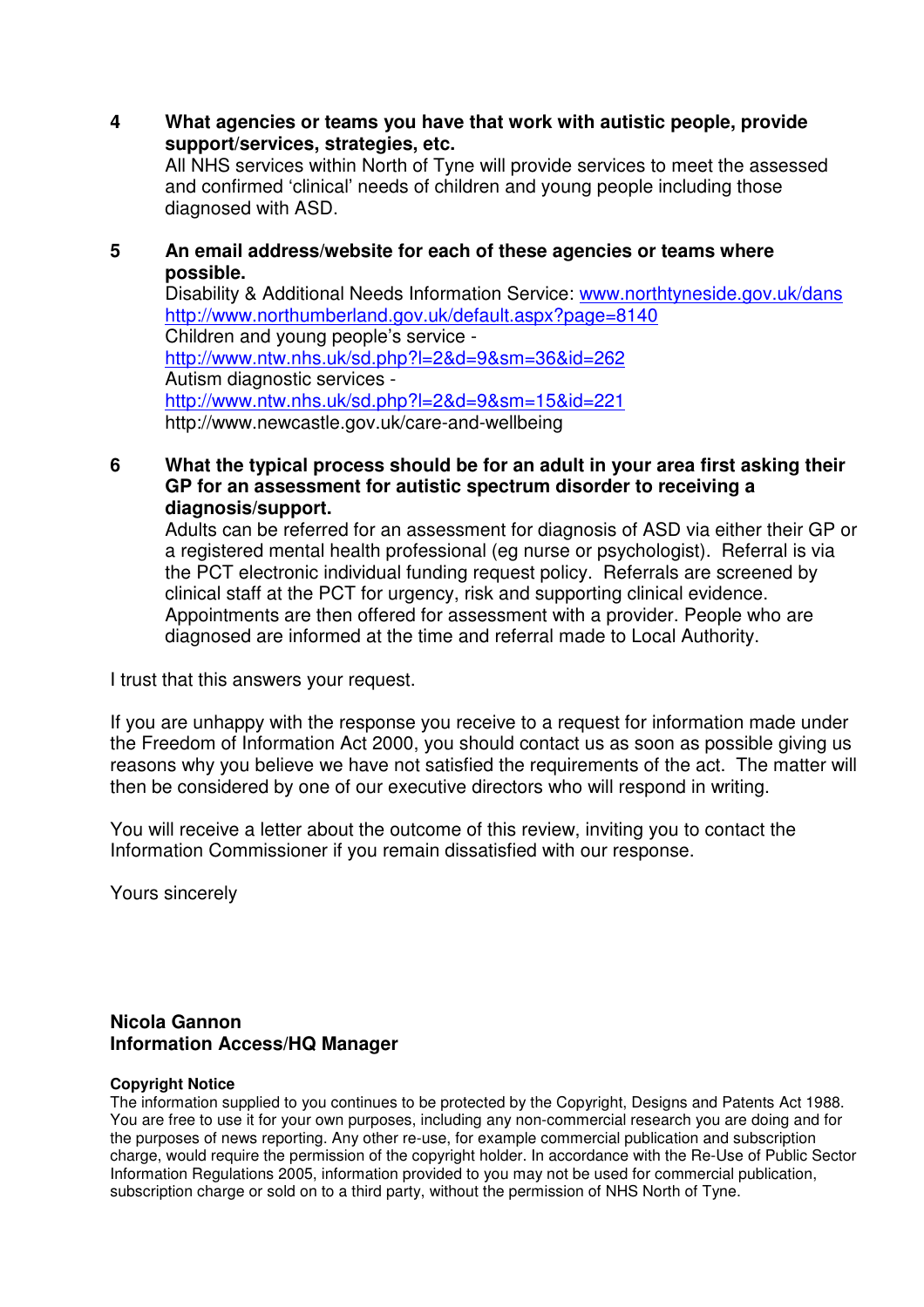4 **What agencies or teams you have that work with autistic people, provide support/services, strategies, etc.**
All NHS services within North of Tyne will provide services to meet the assessed and confirmed 'clinical' needs of children and young people including those diagnosed with ASD.

5 **An email address/website for each of these agencies or teams where possible.**
Disability & Additional Needs Information Service: www.northtyneside.gov.uk/dans
http://www.northumberland.gov.uk/default.aspx?page=8140
Children and young people's service -
http://www.ntw.nhs.uk/sd.php?l=2&d=9&sm=36&id=262
Autism diagnostic services -
http://www.ntw.nhs.uk/sd.php?l=2&d=9&sm=15&id=221
http://www.newcastle.gov.uk/care-and-wellbeing

6 **What the typical process should be for an adult in your area first asking their GP for an assessment for autistic spectrum disorder to receiving a diagnosis/support.**
Adults can be referred for an assessment for diagnosis of ASD via either their GP or a registered mental health professional (eg nurse or psychologist). Referral is via the PCT electronic individual funding request policy. Referrals are screened by clinical staff at the PCT for urgency, risk and supporting clinical evidence. Appointments are then offered for assessment with a provider. People who are diagnosed are informed at the time and referral made to Local Authority.

I trust that this answers your request.

If you are unhappy with the response you receive to a request for information made under the Freedom of Information Act 2000, you should contact us as soon as possible giving us reasons why you believe we have not satisfied the requirements of the act. The matter will then be considered by one of our executive directors who will respond in writing.

You will receive a letter about the outcome of this review, inviting you to contact the Information Commissioner if you remain dissatisfied with our response.

Yours sincerely

**Nicola Gannon**
**Information Access/HQ Manager**

**Copyright Notice**
The information supplied to you continues to be protected by the Copyright, Designs and Patents Act 1988. You are free to use it for your own purposes, including any non-commercial research you are doing and for the purposes of news reporting. Any other re-use, for example commercial publication and subscription charge, would require the permission of the copyright holder. In accordance with the Re-Use of Public Sector Information Regulations 2005, information provided to you may not be used for commercial publication, subscription charge or sold on to a third party, without the permission of NHS North of Tyne.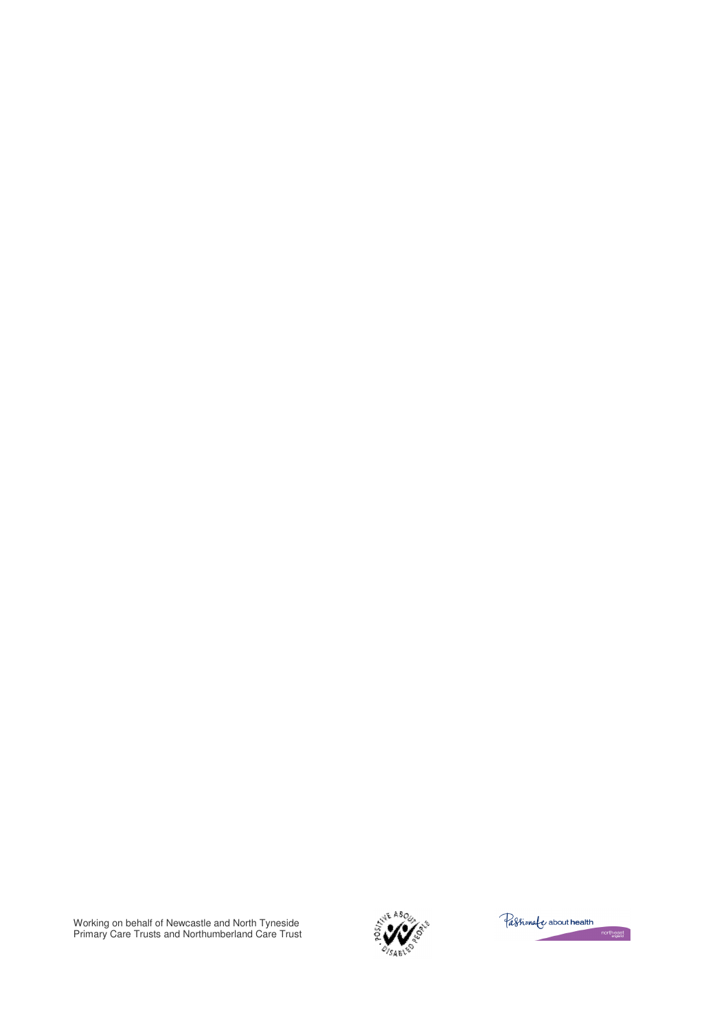Working on behalf of Newcastle and North Tyneside
Primary Care Trusts and Northumberland Care Trust